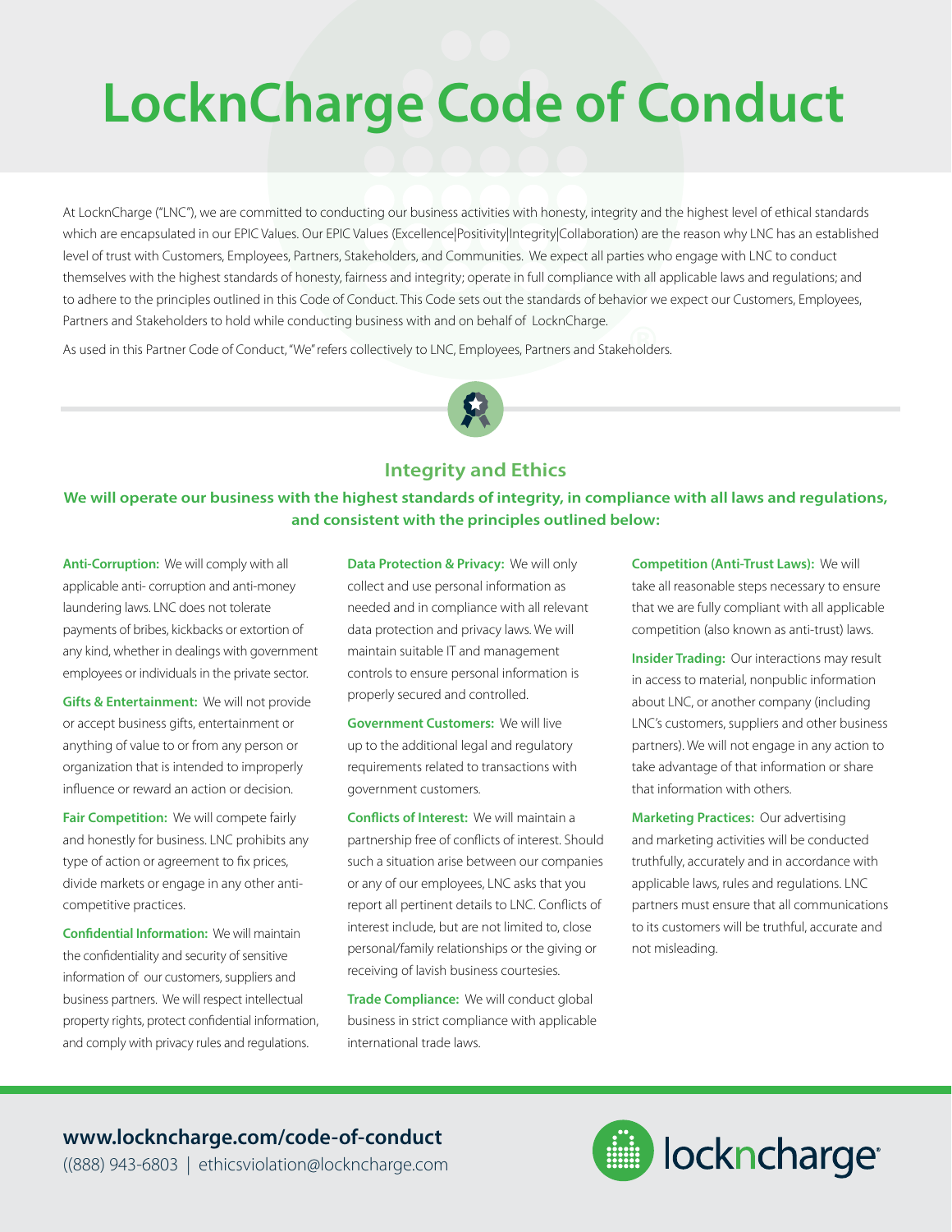# LocknCharge Code of Conduct

At LocknCharge ("LNC"), we are committed to conducting our business activities with honesty, integrity and the highest level of ethical standards which are encapsulated in our EPIC Values. Our EPIC Values (Excellence|Positivity|Integrity|Collaboration) are the reason why LNC has an established level of trust with Customers, Employees, Partners, Stakeholders, and Communities. We expect all parties who engage with LNC to conduct themselves with the highest standards of honesty, fairness and integrity; operate in full compliance with all applicable laws and regulations; and to adhere to the principles outlined in this Code of Conduct. This Code sets out the standards of behavior we expect our Customers, Employees, Partners and Stakeholders to hold while conducting business with and on behalf of LocknCharge.

As used in this Partner Code of Conduct, "We" refers collectively to LNC, Employees, Partners and Stakeholders.

## Integrity and Ethics

**We will operate our business with the highest standards of integrity, in compliance with all laws and regulations, and consistent with the principles outlined below:**

**Anti-Corruption:** We will comply with all applicable anti- corruption and anti-money laundering laws. LNC does not tolerate payments of bribes, kickbacks or extortion of any kind, whether in dealings with government employees or individuals in the private sector.

**Gifts & Entertainment:** We will not provide or accept business gifts, entertainment or anything of value to or from any person or organization that is intended to improperly influence or reward an action or decision.

**Fair Competition:** We will compete fairly and honestly for business. LNC prohibits any type of action or agreement to fix prices, divide markets or engage in any other anti-competitive practices.

**Confidential Information:** We will maintain the confidentiality and security of sensitive information of our customers, suppliers and business partners. We will respect intellectual property rights, protect confidential information, and comply with privacy rules and regulations.

**Data Protection & Privacy:** We will only collect and use personal information as needed and in compliance with all relevant data protection and privacy laws. We will maintain suitable IT and management controls to ensure personal information is properly secured and controlled.

**Government Customers:** We will live up to the additional legal and regulatory requirements related to transactions with government customers.

**Conflicts of Interest:** We will maintain a partnership free of conflicts of interest. Should such a situation arise between our companies or any of our employees, LNC asks that you report all pertinent details to LNC. Conflicts of interest include, but are not limited to, close personal/family relationships or the giving or receiving of lavish business courtesies.

**Trade Compliance:** We will conduct global business in strict compliance with applicable international trade laws.

**Competition (Anti-Trust Laws):** We will take all reasonable steps necessary to ensure that we are fully compliant with all applicable competition (also known as anti-trust) laws.

**Insider Trading:** Our interactions may result in access to material, nonpublic information about LNC, or another company (including LNC's customers, suppliers and other business partners). We will not engage in any action to take advantage of that information or share that information with others.

**Marketing Practices:** Our advertising and marketing activities will be conducted truthfully, accurately and in accordance with applicable laws, rules and regulations. LNC partners must ensure that all communications to its customers will be truthful, accurate and not misleading.

**www.lockncharge.com/code-of-conduct**

((888) 943-6803 | ethicsviolation@lockncharge.com

lockncharge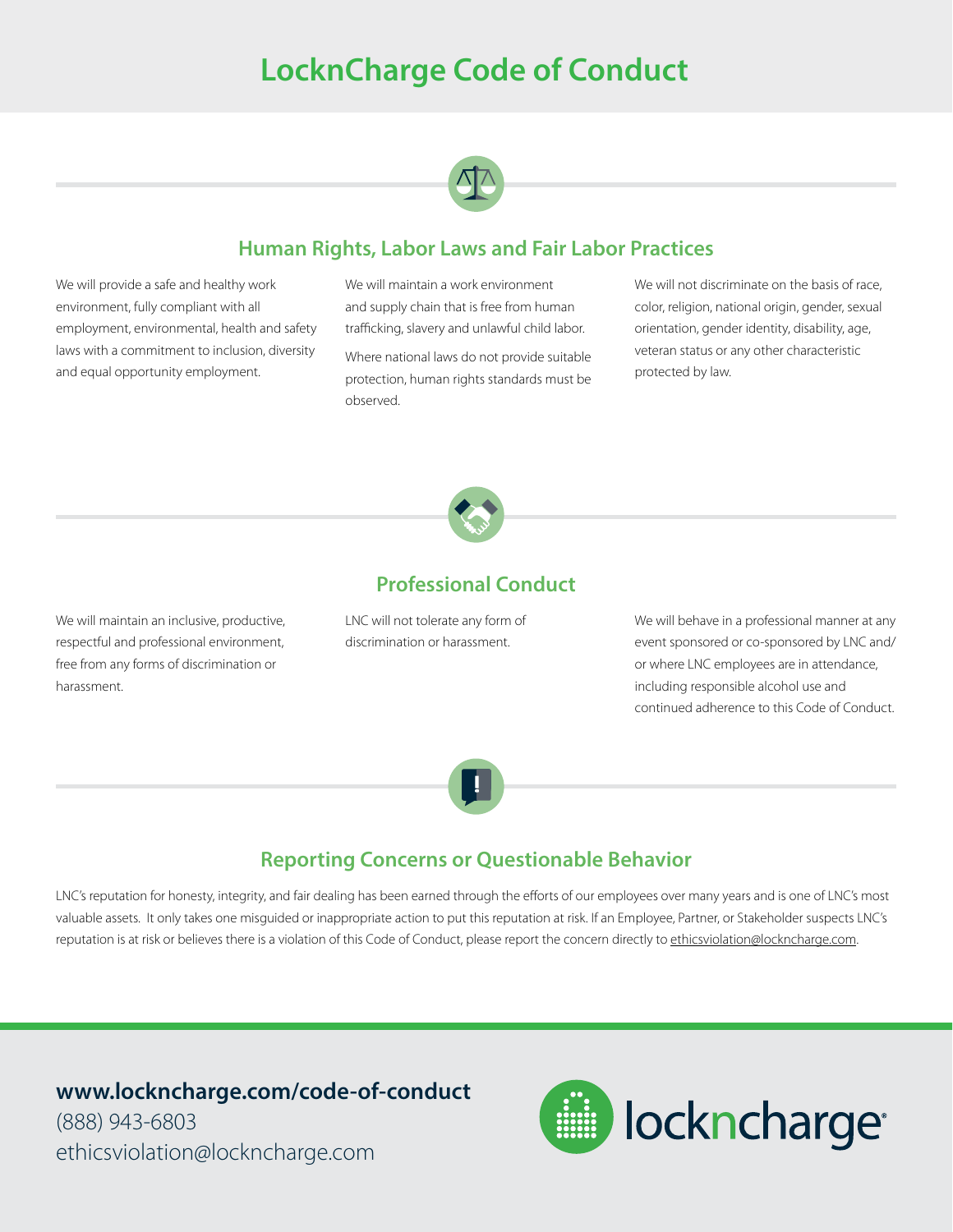# LocknCharge Code of Conduct

## Human Rights, Labor Laws and Fair Labor Practices

We will provide a safe and healthy work environment, fully compliant with all employment, environmental, health and safety laws with a commitment to inclusion, diversity and equal opportunity employment.

We will maintain a work environment and supply chain that is free from human trafficking, slavery and unlawful child labor.

Where national laws do not provide suitable protection, human rights standards must be observed.

We will not discriminate on the basis of race, color, religion, national origin, gender, sexual orientation, gender identity, disability, age, veteran status or any other characteristic protected by law.

## Professional Conduct

We will maintain an inclusive, productive, respectful and professional environment, free from any forms of discrimination or harassment.

LNC will not tolerate any form of discrimination or harassment.

We will behave in a professional manner at any event sponsored or co-sponsored by LNC and/or where LNC employees are in attendance, including responsible alcohol use and continued adherence to this Code of Conduct.

## Reporting Concerns or Questionable Behavior

LNC's reputation for honesty, integrity, and fair dealing has been earned through the efforts of our employees over many years and is one of LNC's most valuable assets. It only takes one misguided or inappropriate action to put this reputation at risk. If an Employee, Partner, or Stakeholder suspects LNC's reputation is at risk or believes there is a violation of this Code of Conduct, please report the concern directly to ethicsviolation@lockncharge.com.

**www.lockncharge.com/code-of-conduct**
(888) 943-6803
ethicsviolation@lockncharge.com

lockncharge®